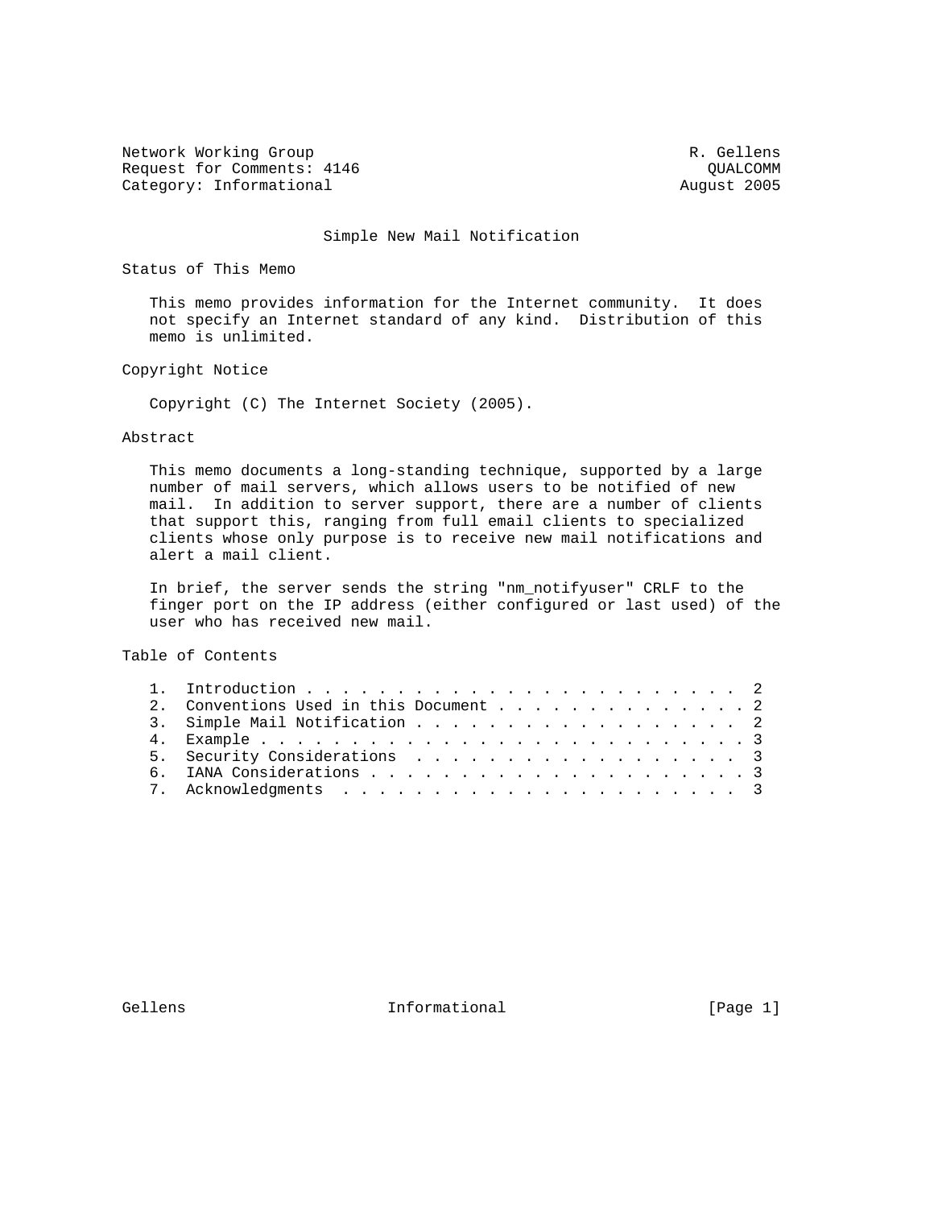Network Working Group R. Gellens
Request for Comments: 4146 QUALCOMM
Category: Informational August 2005

# Simple New Mail Notification

## Status of This Memo

This memo provides information for the Internet community. It does not specify an Internet standard of any kind. Distribution of this memo is unlimited.

## Copyright Notice

Copyright (C) The Internet Society (2005).

## Abstract

This memo documents a long-standing technique, supported by a large number of mail servers, which allows users to be notified of new mail. In addition to server support, there are a number of clients that support this, ranging from full email clients to specialized clients whose only purpose is to receive new mail notifications and alert a mail client.

In brief, the server sends the string "nm_notifyuser" CRLF to the finger port on the IP address (either configured or last used) of the user who has received new mail.

## Table of Contents

1. Introduction . . . . . . . . . . . . . . . . . . . . . . . . 2
2. Conventions Used in this Document . . . . . . . . . . . . . . . 2
3. Simple Mail Notification . . . . . . . . . . . . . . . . . . . 2
4. Example . . . . . . . . . . . . . . . . . . . . . . . . . . . . 3
5. Security Considerations . . . . . . . . . . . . . . . . . . . 3
6. IANA Considerations . . . . . . . . . . . . . . . . . . . . . . 3
7. Acknowledgments . . . . . . . . . . . . . . . . . . . . . . . 3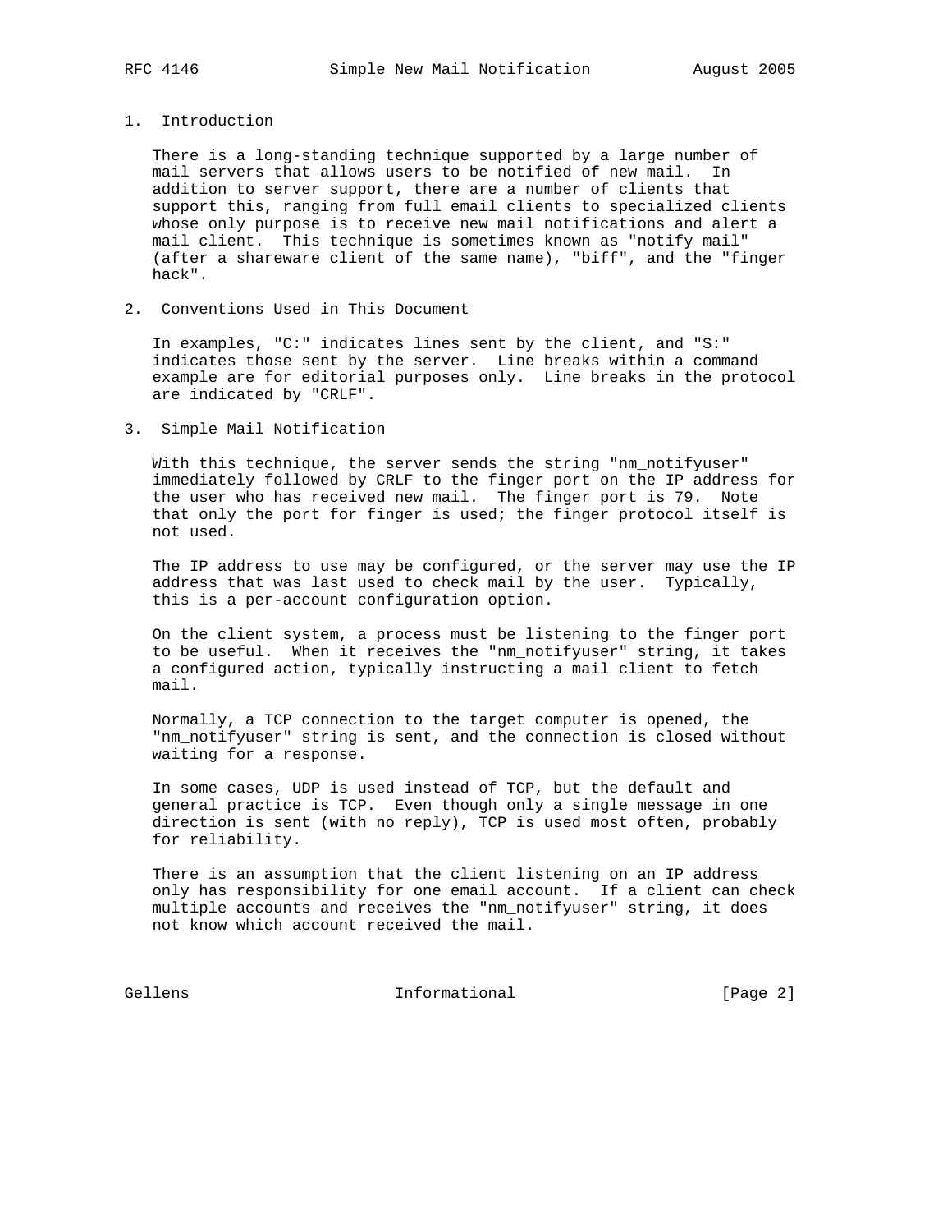## 1. Introduction

There is a long-standing technique supported by a large number of mail servers that allows users to be notified of new mail. In addition to server support, there are a number of clients that support this, ranging from full email clients to specialized clients whose only purpose is to receive new mail notifications and alert a mail client. This technique is sometimes known as "notify mail" (after a shareware client of the same name), "biff", and the "finger hack".

## 2. Conventions Used in This Document

In examples, "C:" indicates lines sent by the client, and "S:" indicates those sent by the server. Line breaks within a command example are for editorial purposes only. Line breaks in the protocol are indicated by "CRLF".

## 3. Simple Mail Notification

With this technique, the server sends the string "nm_notifyuser" immediately followed by CRLF to the finger port on the IP address for the user who has received new mail. The finger port is 79. Note that only the port for finger is used; the finger protocol itself is not used.

The IP address to use may be configured, or the server may use the IP address that was last used to check mail by the user. Typically, this is a per-account configuration option.

On the client system, a process must be listening to the finger port to be useful. When it receives the "nm_notifyuser" string, it takes a configured action, typically instructing a mail client to fetch mail.

Normally, a TCP connection to the target computer is opened, the "nm_notifyuser" string is sent, and the connection is closed without waiting for a response.

In some cases, UDP is used instead of TCP, but the default and general practice is TCP. Even though only a single message in one direction is sent (with no reply), TCP is used most often, probably for reliability.

There is an assumption that the client listening on an IP address only has responsibility for one email account. If a client can check multiple accounts and receives the "nm_notifyuser" string, it does not know which account received the mail.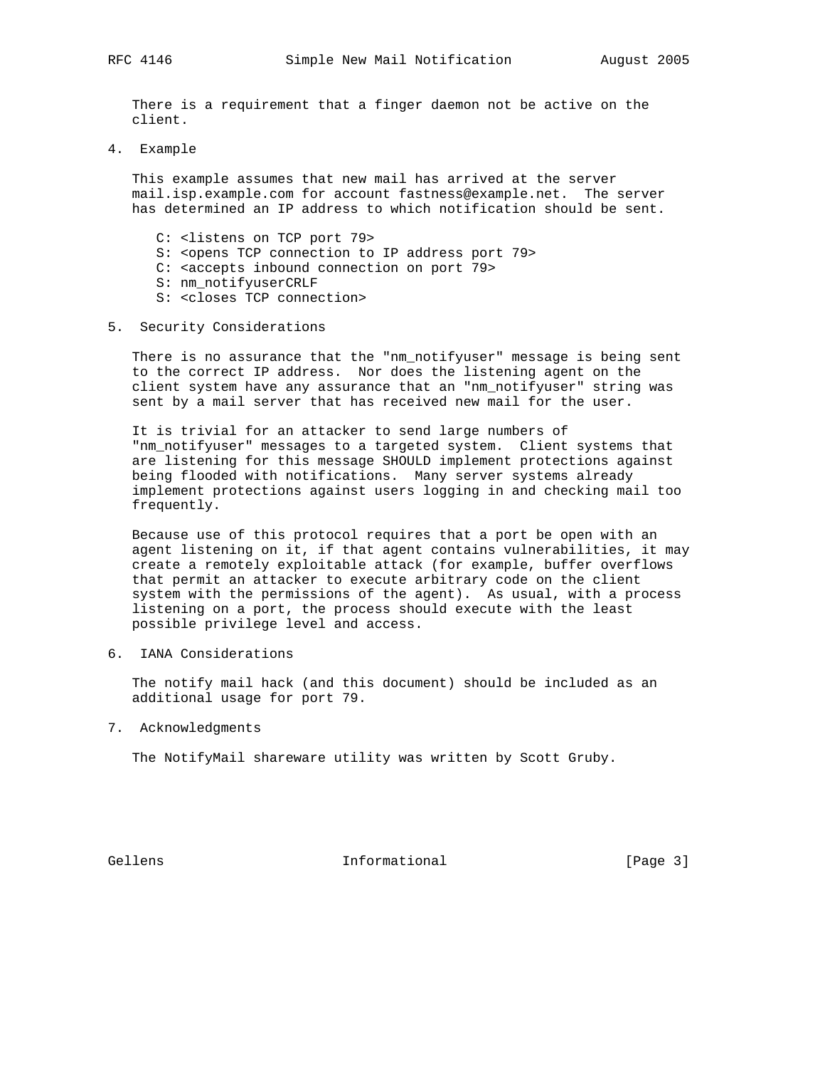There is a requirement that a finger daemon not be active on the client.

## 4. Example

This example assumes that new mail has arrived at the server mail.isp.example.com for account fastness@example.net. The server has determined an IP address to which notification should be sent.

```
C: <listens on TCP port 79>
S: <opens TCP connection to IP address port 79>
C: <accepts inbound connection on port 79>
S: nm_notifyuserCRLF
S: <closes TCP connection>
```

## 5. Security Considerations

There is no assurance that the "nm_notifyuser" message is being sent to the correct IP address. Nor does the listening agent on the client system have any assurance that an "nm_notifyuser" string was sent by a mail server that has received new mail for the user.

It is trivial for an attacker to send large numbers of "nm_notifyuser" messages to a targeted system. Client systems that are listening for this message SHOULD implement protections against being flooded with notifications. Many server systems already implement protections against users logging in and checking mail too frequently.

Because use of this protocol requires that a port be open with an agent listening on it, if that agent contains vulnerabilities, it may create a remotely exploitable attack (for example, buffer overflows that permit an attacker to execute arbitrary code on the client system with the permissions of the agent). As usual, with a process listening on a port, the process should execute with the least possible privilege level and access.

## 6. IANA Considerations

The notify mail hack (and this document) should be included as an additional usage for port 79.

## 7. Acknowledgments

The NotifyMail shareware utility was written by Scott Gruby.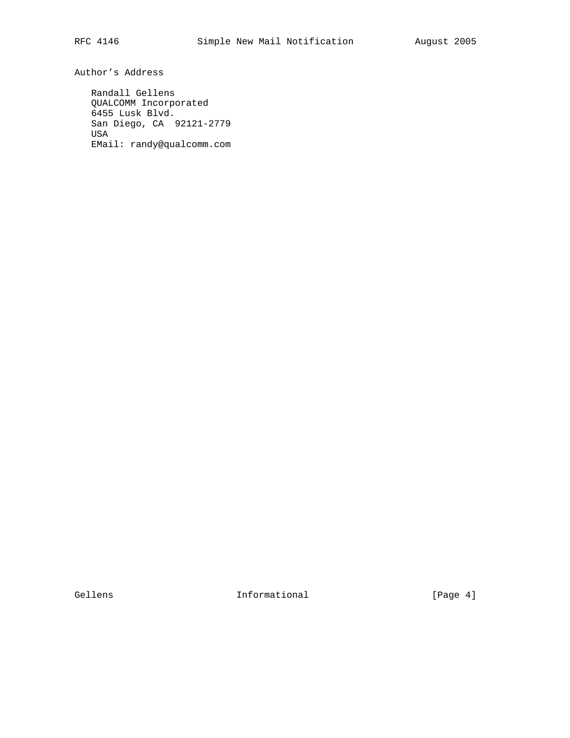## Author's Address

Randall Gellens
QUALCOMM Incorporated
6455 Lusk Blvd.
San Diego, CA  92121-2779
USA
EMail: randy@qualcomm.com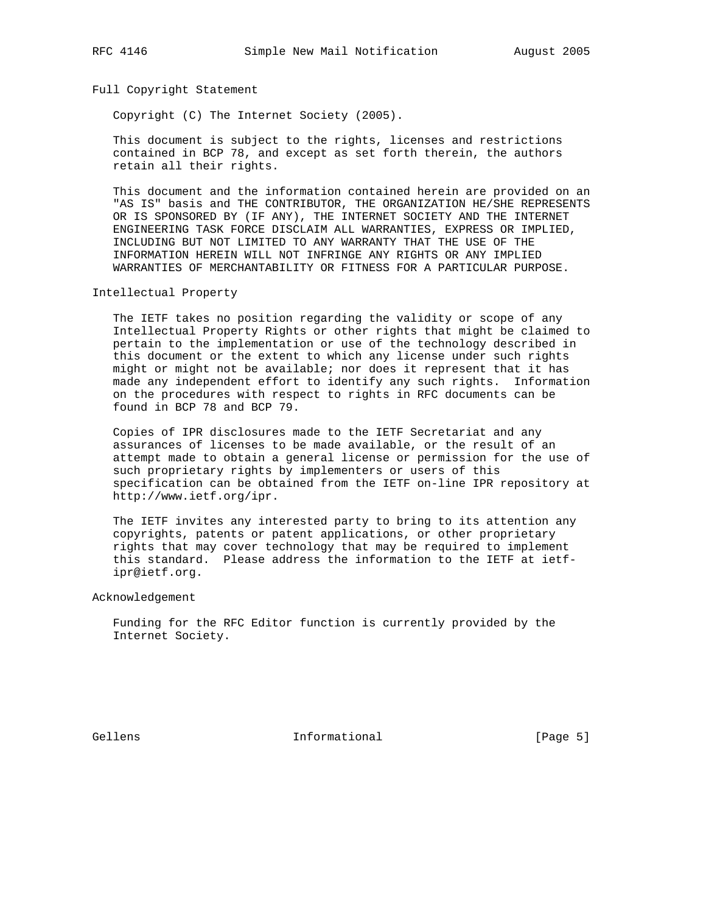## Full Copyright Statement

Copyright (C) The Internet Society (2005).

This document is subject to the rights, licenses and restrictions contained in BCP 78, and except as set forth therein, the authors retain all their rights.

This document and the information contained herein are provided on an "AS IS" basis and THE CONTRIBUTOR, THE ORGANIZATION HE/SHE REPRESENTS OR IS SPONSORED BY (IF ANY), THE INTERNET SOCIETY AND THE INTERNET ENGINEERING TASK FORCE DISCLAIM ALL WARRANTIES, EXPRESS OR IMPLIED, INCLUDING BUT NOT LIMITED TO ANY WARRANTY THAT THE USE OF THE INFORMATION HEREIN WILL NOT INFRINGE ANY RIGHTS OR ANY IMPLIED WARRANTIES OF MERCHANTABILITY OR FITNESS FOR A PARTICULAR PURPOSE.

## Intellectual Property

The IETF takes no position regarding the validity or scope of any Intellectual Property Rights or other rights that might be claimed to pertain to the implementation or use of the technology described in this document or the extent to which any license under such rights might or might not be available; nor does it represent that it has made any independent effort to identify any such rights. Information on the procedures with respect to rights in RFC documents can be found in BCP 78 and BCP 79.

Copies of IPR disclosures made to the IETF Secretariat and any assurances of licenses to be made available, or the result of an attempt made to obtain a general license or permission for the use of such proprietary rights by implementers or users of this specification can be obtained from the IETF on-line IPR repository at http://www.ietf.org/ipr.

The IETF invites any interested party to bring to its attention any copyrights, patents or patent applications, or other proprietary rights that may cover technology that may be required to implement this standard. Please address the information to the IETF at ietf-ipr@ietf.org.

## Acknowledgement

Funding for the RFC Editor function is currently provided by the Internet Society.